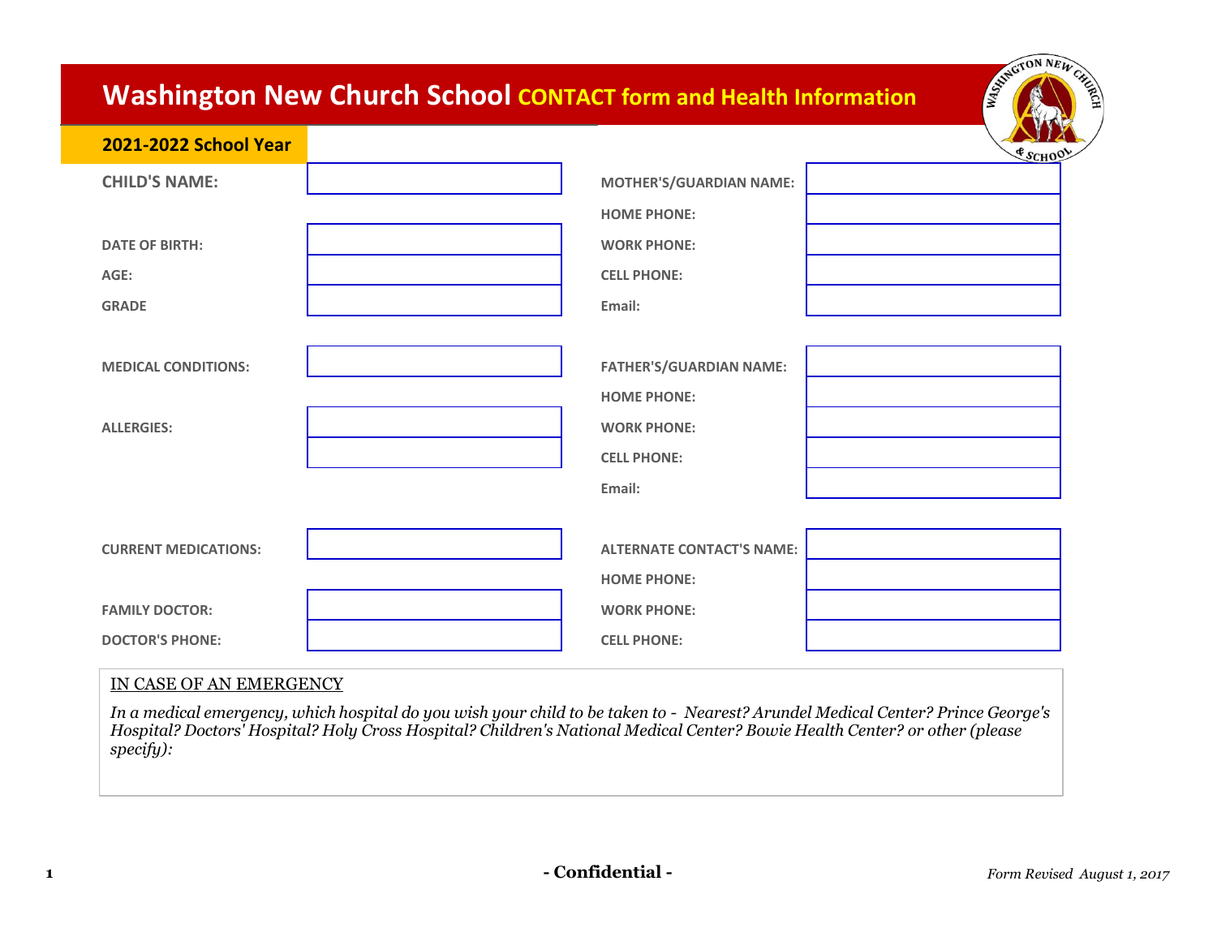# Washington New Church School CONTACT form and Health Information

**2021-2022 School Year**

| | | | |
|---|---|---|---|
| **CHILD'S NAME:** | | **MOTHER'S/GUARDIAN NAME:** | |
| | | **HOME PHONE:** | |
| **DATE OF BIRTH:** | | **WORK PHONE:** | |
| **AGE:** | | **CELL PHONE:** | |
| **GRADE** | | **Email:** | |
| **MEDICAL CONDITIONS:** | | **FATHER'S/GUARDIAN NAME:** | |
| | | **HOME PHONE:** | |
| **ALLERGIES:** | | **WORK PHONE:** | |
| | | **CELL PHONE:** | |
| | | **Email:** | |
| **CURRENT MEDICATIONS:** | | **ALTERNATE CONTACT'S NAME:** | |
| | | **HOME PHONE:** | |
| **FAMILY DOCTOR:** | | **WORK PHONE:** | |
| **DOCTOR'S PHONE:** | | **CELL PHONE:** | |

IN CASE OF AN EMERGENCY

*In a medical emergency, which hospital do you wish your child to be taken to - Nearest? Arundel Medical Center? Prince George's Hospital? Doctors' Hospital? Holy Cross Hospital? Children's National Medical Center? Bowie Health Center? or other (please specify):*

**- Confidential -**

*Form Revised August 1, 2017*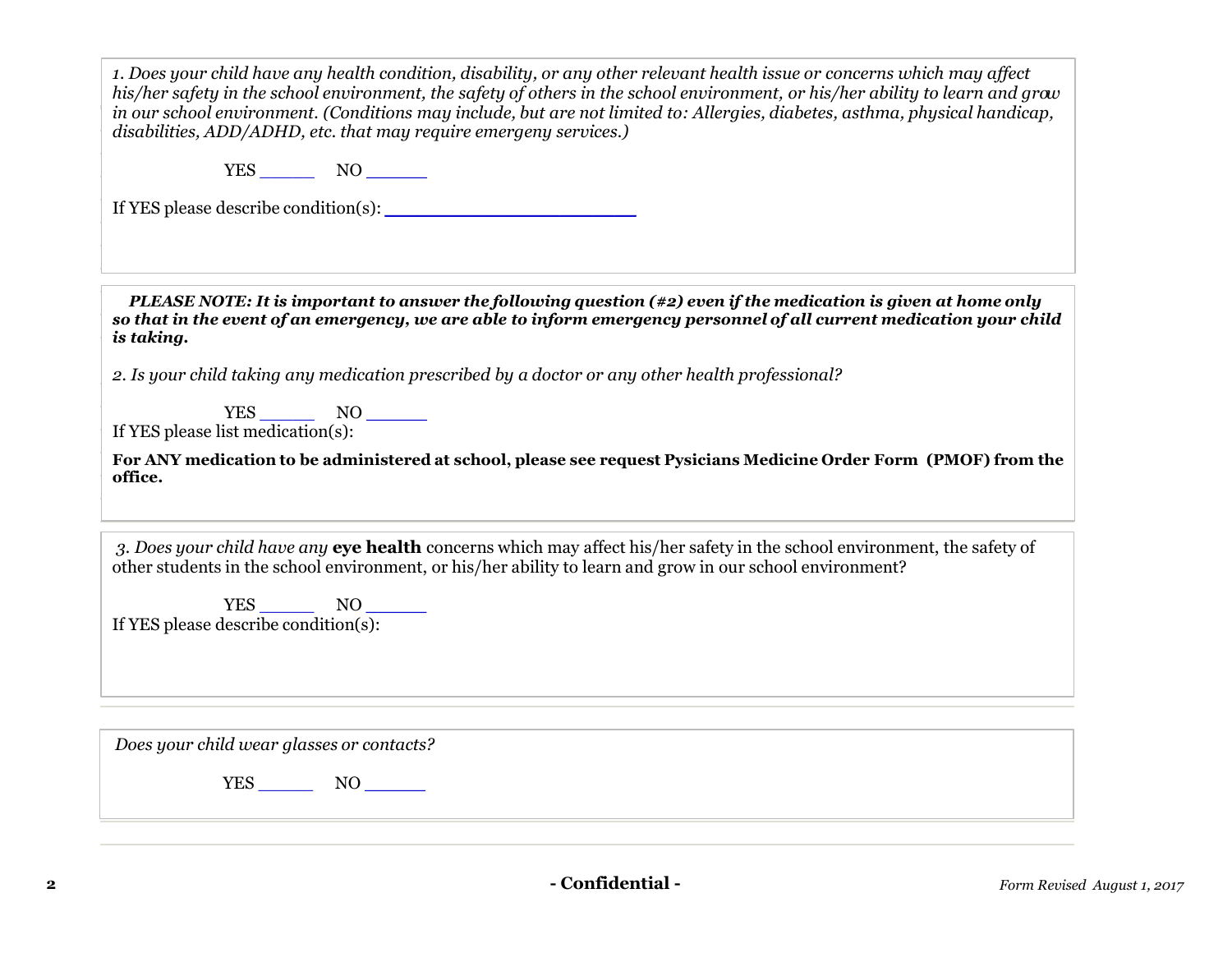*1. Does your child have any health condition, disability, or any other relevant health issue or concerns which may affect his/her safety in the school environment, the safety of others in the school environment, or his/her ability to learn and grow in our school environment. (Conditions may include, but are not limited to: Allergies, diabetes, asthma, physical handicap, disabilities, ADD/ADHD, etc. that may require emergeny services.)*

YES _____ NO ______

If YES please describe condition(s): ______________________

***PLEASE NOTE: It is important to answer the following question (#2) even if the medication is given at home only so that in the event of an emergency, we are able to inform emergency personnel of all current medication your child is taking.***

*2. Is your child taking any medication prescribed by a doctor or any other health professional?*

YES _____ NO ______

If YES please list medication(s):

**For ANY medication to be administered at school, please see request Pysicians Medicine Order Form (PMOF) from the office.**

*3. Does your child have any* **eye health** concerns which may affect his/her safety in the school environment, the safety of other students in the school environment, or his/her ability to learn and grow in our school environment?

YES _____ NO ______

If YES please describe condition(s):

*Does your child wear glasses or contacts?*

YES _____ NO ______

**- Confidential -**

*Form Revised August 1, 2017*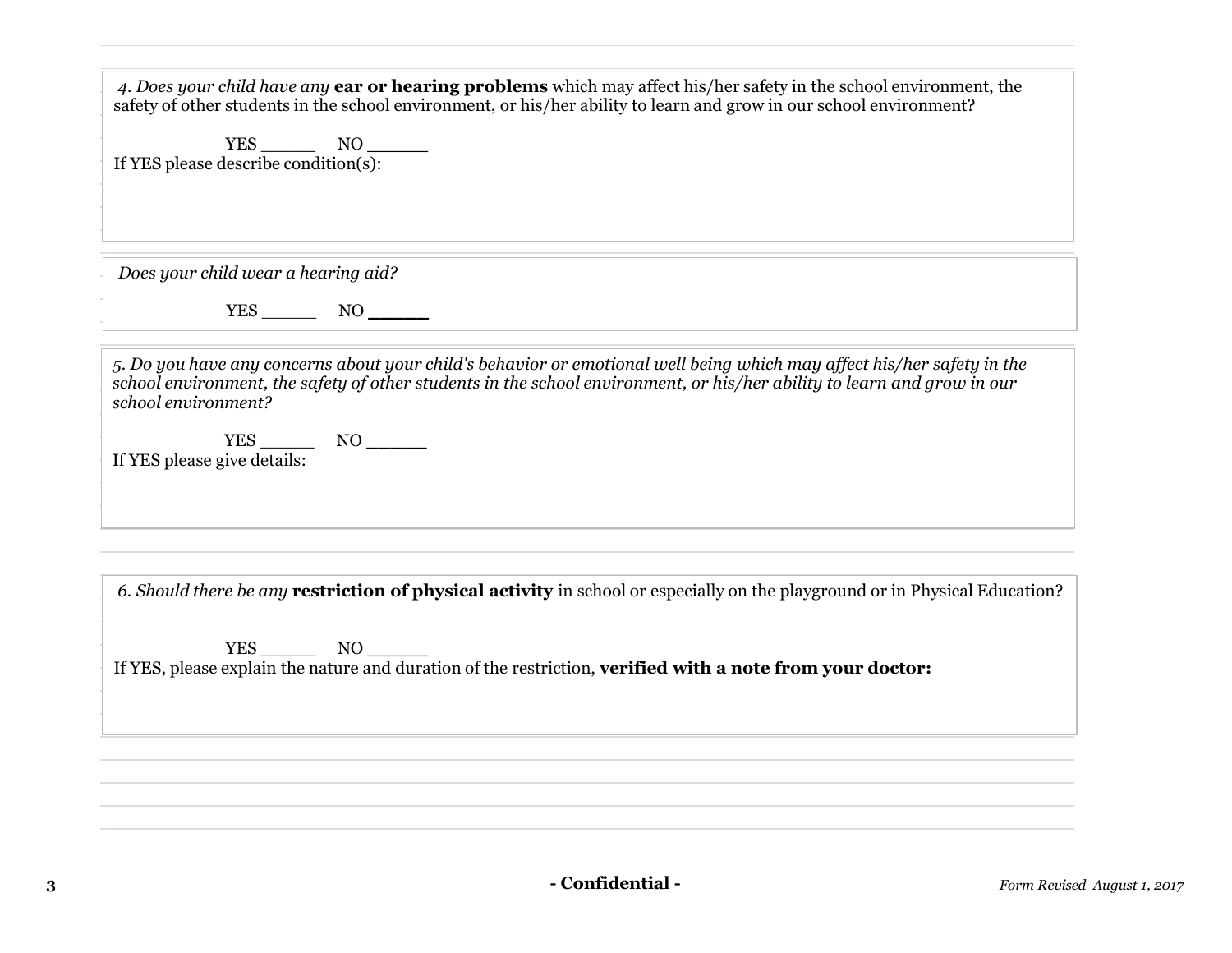*4. Does your child have any* **ear or hearing problems** which may affect his/her safety in the school environment, the safety of other students in the school environment, or his/her ability to learn and grow in our school environment?

YES _____ NO _____

If YES please describe condition(s):

*Does your child wear a hearing aid?*

YES _____ NO _____

*5. Do you have any concerns about your child's behavior or emotional well being which may affect his/her safety in the school environment, the safety of other students in the school environment, or his/her ability to learn and grow in our school environment?*

YES _____ NO _____

If YES please give details:

*6. Should there be any* **restriction of physical activity** in school or especially on the playground or in Physical Education?

YES _____ NO _____

If YES, please explain the nature and duration of the restriction, **verified with a note from your doctor:**

**- Confidential -**

*Form Revised August 1, 2017*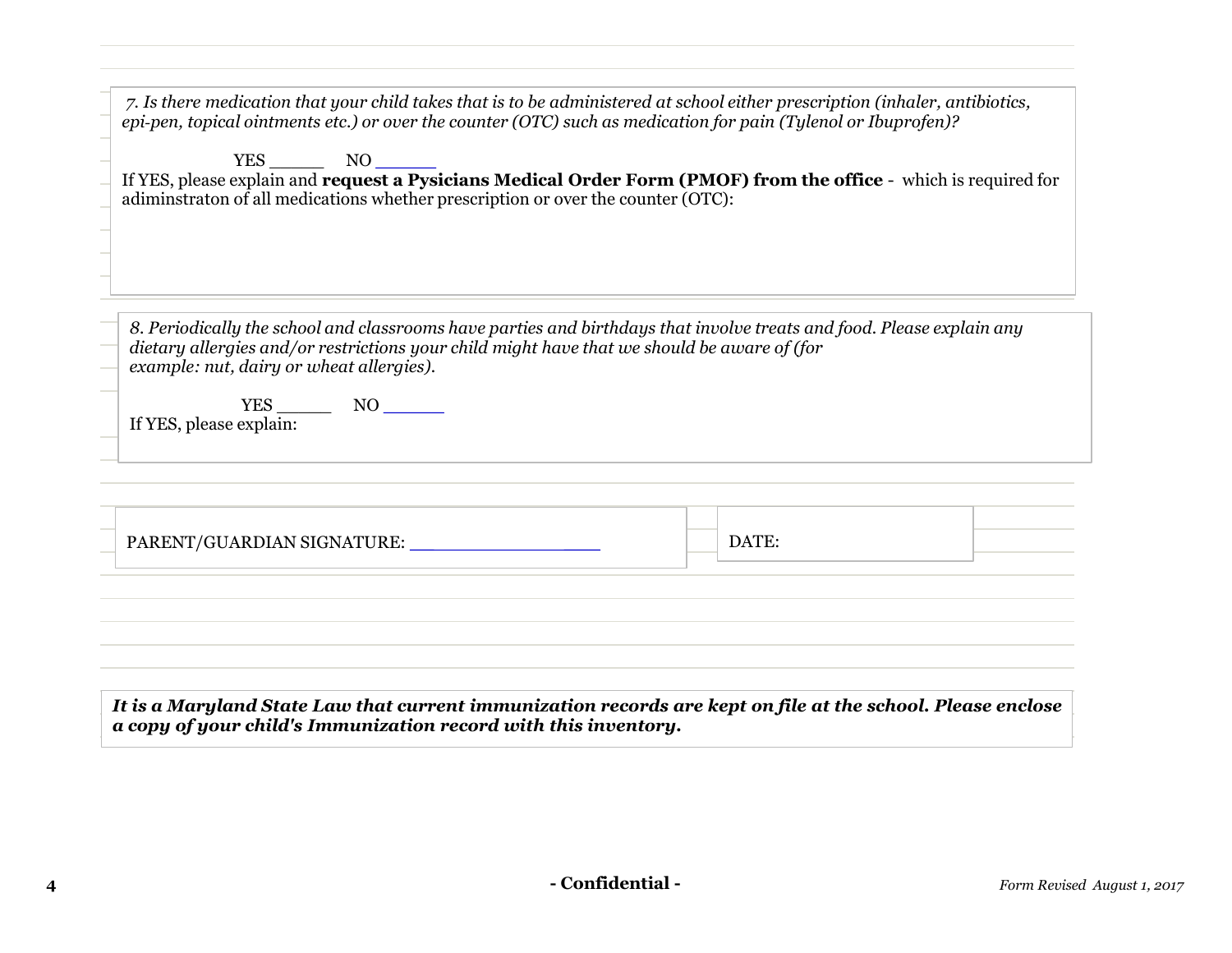*7. Is there medication that your child takes that is to be administered at school either prescription (inhaler, antibiotics, epi-pen, topical ointments etc.) or over the counter (OTC) such as medication for pain (Tylenol or Ibuprofen)?*

YES _____ NO _____

If YES, please explain and **request a Pysicians Medical Order Form (PMOF) from the office** - which is required for adiminstraton of all medications whether prescription or over the counter (OTC):

*8. Periodically the school and classrooms have parties and birthdays that involve treats and food. Please explain any dietary allergies and/or restrictions your child might have that we should be aware of (for example: nut, dairy or wheat allergies).*

YES _____ NO _____

If YES, please explain:

PARENT/GUARDIAN SIGNATURE: _______________

DATE:

***It is a Maryland State Law that current immunization records are kept on file at the school. Please enclose a copy of your child's Immunization record with this inventory.***

**- Confidential -**

*Form Revised August 1, 2017*